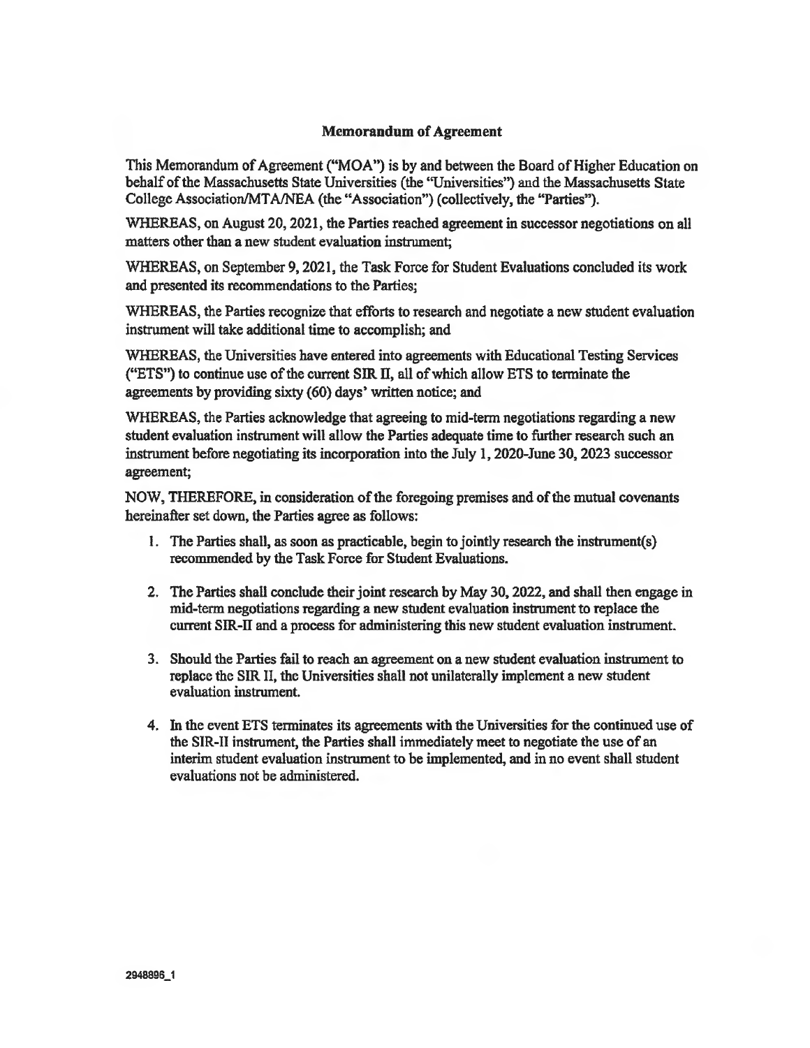**Memorandum of Agreement**

This Memorandum of Agreement ("MOA") is by and between the Board of Higher Education on behalf of the Massachusetts State Universities (the "Universities") and the Massachusetts State College Association/MTA/NEA (the "Association") (collectively, the "Parties").

WHEREAS, on August 20, 2021, the Parties reached agreement in successor negotiations on all matters other than a new student evaluation instrument;

WHEREAS, on September 9, 2021, the Task Force for Student Evaluations concluded its work and presented its recommendations to the Parties;

WHEREAS, the Parties recognize that efforts to research and negotiate a new student evaluation instrument will take additional time to accomplish; and

WHEREAS, the Universities have entered into agreements with Educational Testing Services ("ETS") to continue use of the current SIR II, all of which allow ETS to terminate the agreements by providing sixty (60) days' written notice; and

WHEREAS, the Parties acknowledge that agreeing to mid-term negotiations regarding a new student evaluation instrument will allow the Parties adequate time to further research such an instrument before negotiating its incorporation into the July 1, 2020-June 30, 2023 successor agreement;

NOW, THEREFORE, in consideration of the foregoing premises and of the mutual covenants hereinafter set down, the Parties agree as follows:

1. The Parties shall, as soon as practicable, begin to jointly research the instrument(s) recommended by the Task Force for Student Evaluations.

2. The Parties shall conclude their joint research by May 30, 2022, and shall then engage in mid-term negotiations regarding a new student evaluation instrument to replace the current SIR-II and a process for administering this new student evaluation instrument.

3. Should the Parties fail to reach an agreement on a new student evaluation instrument to replace the SIR II, the Universities shall not unilaterally implement a new student evaluation instrument.

4. In the event ETS terminates its agreements with the Universities for the continued use of the SIR-II instrument, the Parties shall immediately meet to negotiate the use of an interim student evaluation instrument to be implemented, and in no event shall student evaluations not be administered.

2948896_1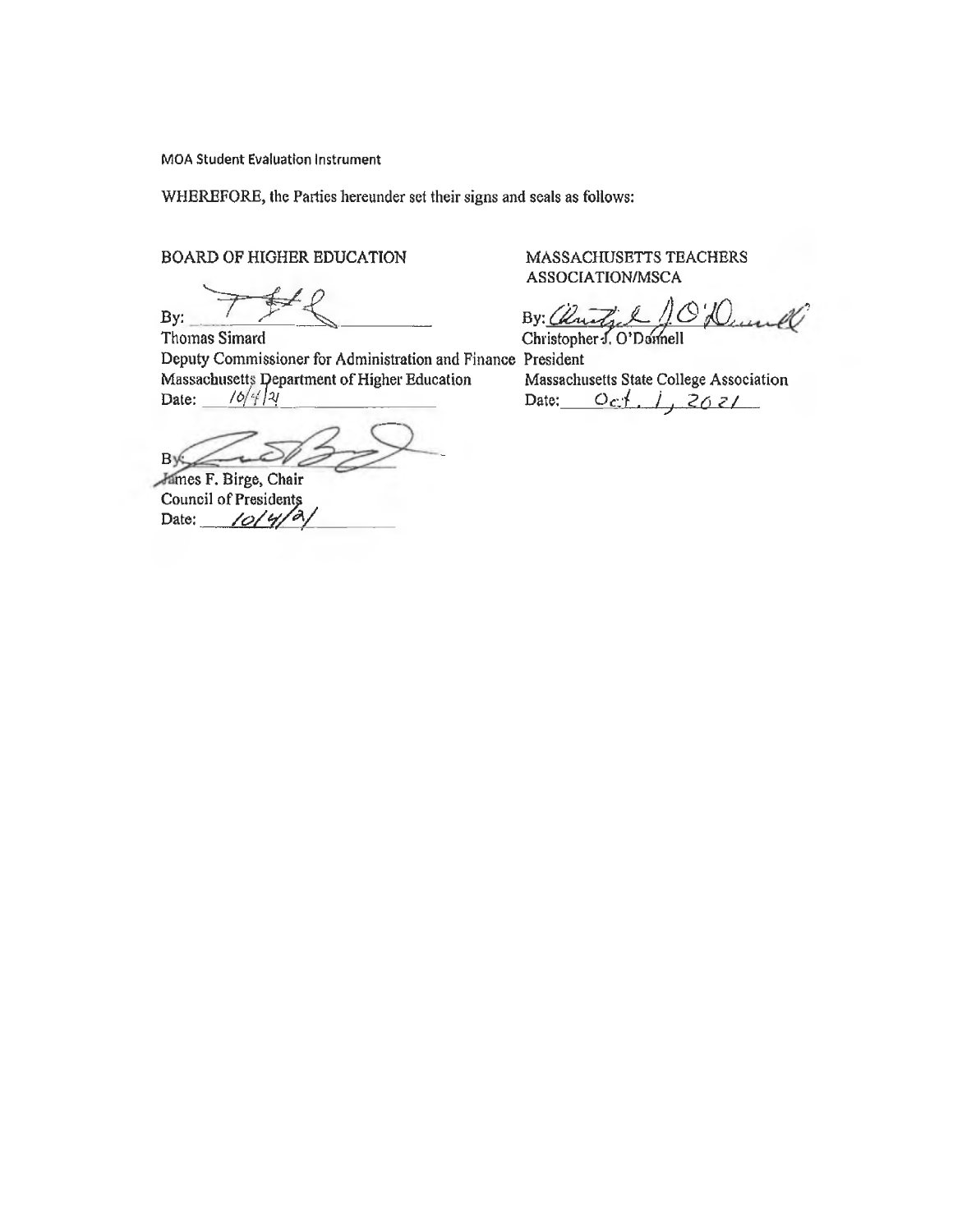MOA Student Evaluation Instrument

WHEREFORE, the Parties hereunder set their signs and seals as follows:

BOARD OF HIGHER EDUCATION

By: ___________________

Thomas Simard
Deputy Commissioner for Administration and Finance
Massachusetts Department of Higher Education
Date: 10/4/21

By: ___________________

James F. Birge, Chair
Council of Presidents
Date: 10/4/21

MASSACHUSETTS TEACHERS ASSOCIATION/MSCA

By: ___________________

Christopher J. O'Donnell
President
Massachusetts State College Association
Date: Oct. 1, 2021